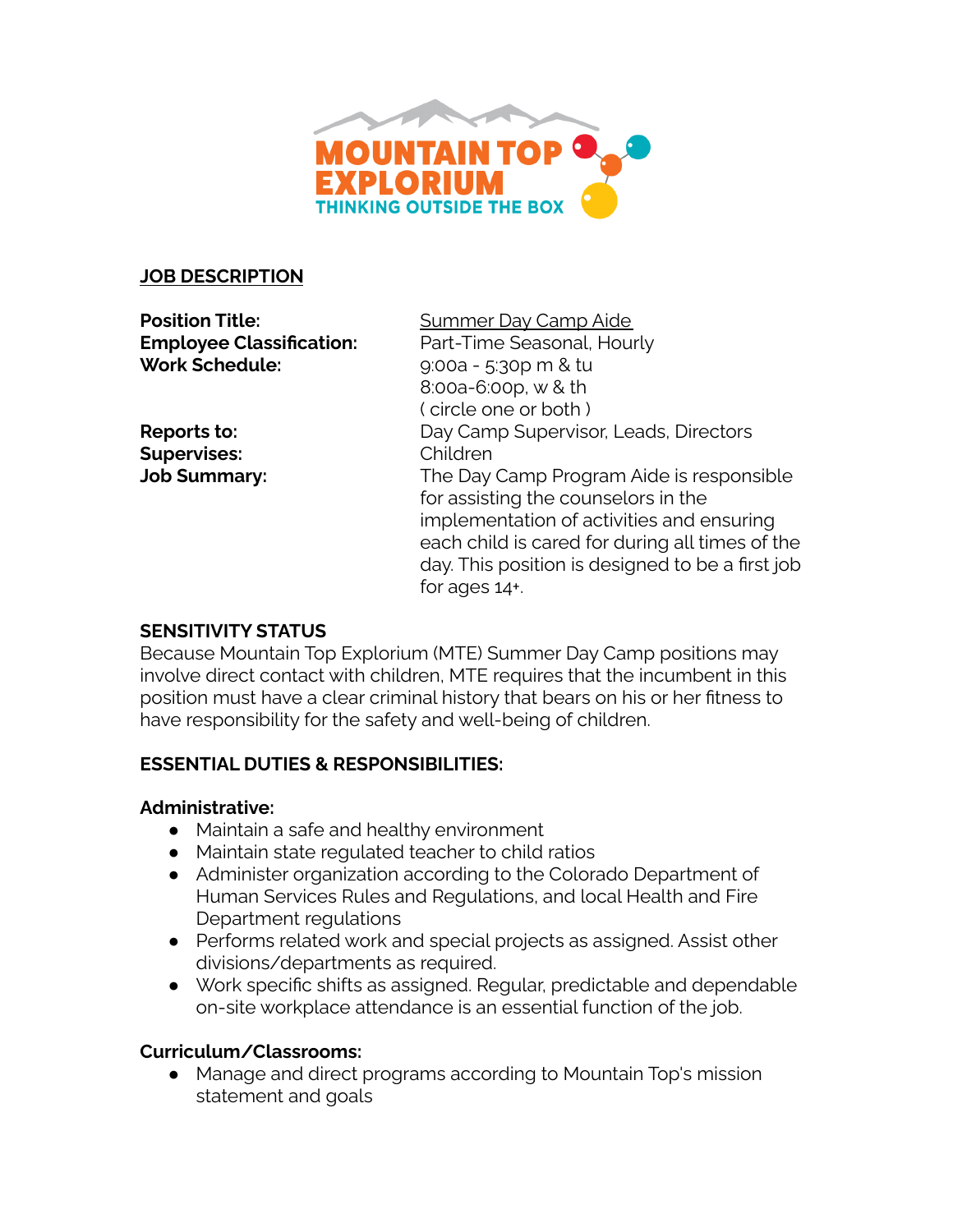MOUNTAIN TOP EXPLORIUM
THINKING OUTSIDE THE BOX

## JOB DESCRIPTION

**Position Title:** Summer Day Camp Aide
**Employee Classification:** Part-Time Seasonal, Hourly
**Work Schedule:** 9:00a - 5:30p m & tu
8:00a-6:00p, w & th
( circle one or both )
**Reports to:** Day Camp Supervisor, Leads, Directors
**Supervises:** Children
**Job Summary:** The Day Camp Program Aide is responsible for assisting the counselors in the implementation of activities and ensuring each child is cared for during all times of the day. This position is designed to be a first job for ages 14+.

**SENSITIVITY STATUS**

Because Mountain Top Explorium (MTE) Summer Day Camp positions may involve direct contact with children, MTE requires that the incumbent in this position must have a clear criminal history that bears on his or her fitness to have responsibility for the safety and well-being of children.

**ESSENTIAL DUTIES & RESPONSIBILITIES:**

**Administrative:**

- Maintain a safe and healthy environment
- Maintain state regulated teacher to child ratios
- Administer organization according to the Colorado Department of Human Services Rules and Regulations, and local Health and Fire Department regulations
- Performs related work and special projects as assigned. Assist other divisions/departments as required.
- Work specific shifts as assigned. Regular, predictable and dependable on-site workplace attendance is an essential function of the job.

**Curriculum/Classrooms:**

- Manage and direct programs according to Mountain Top's mission statement and goals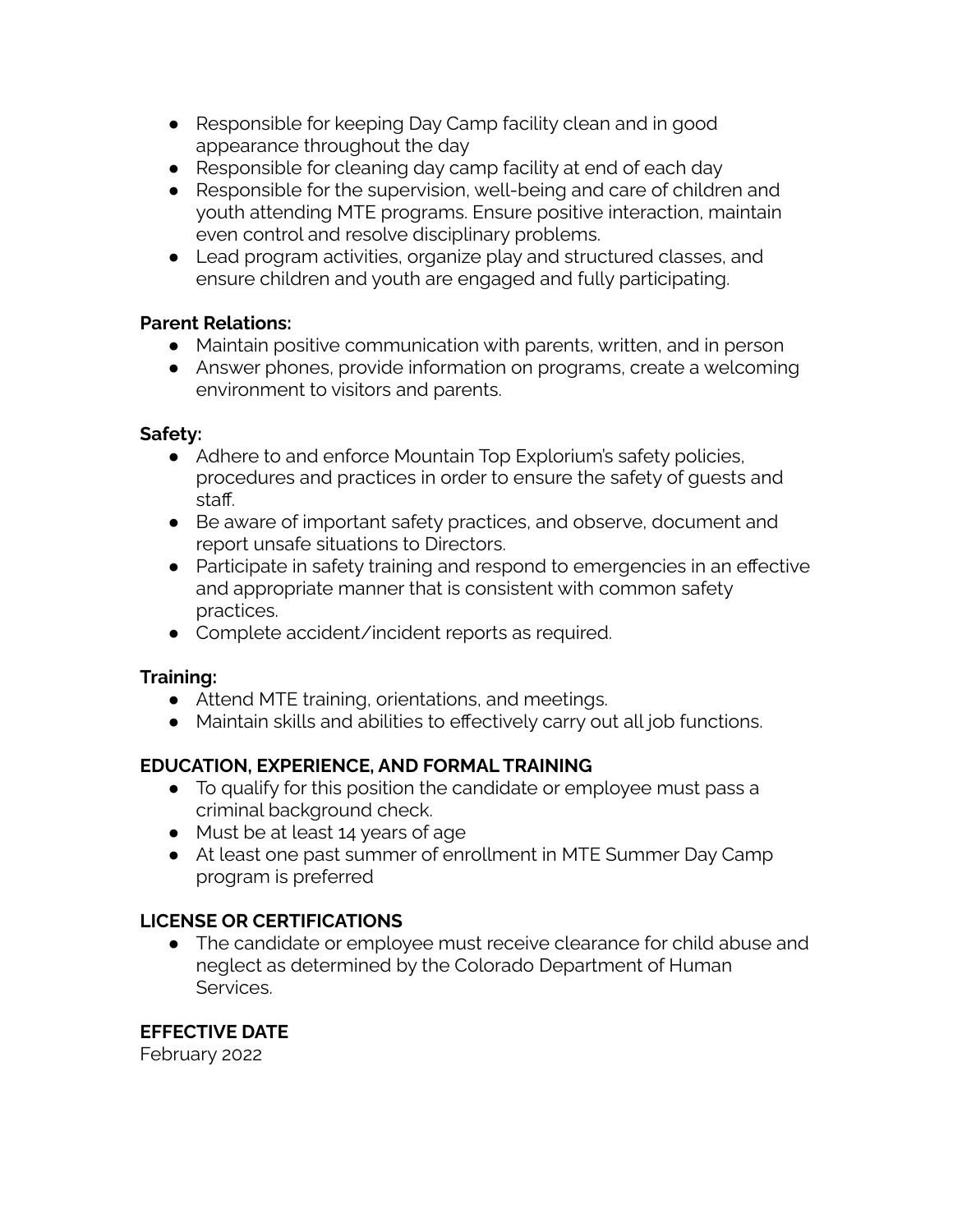- Responsible for keeping Day Camp facility clean and in good appearance throughout the day
- Responsible for cleaning day camp facility at end of each day
- Responsible for the supervision, well-being and care of children and youth attending MTE programs. Ensure positive interaction, maintain even control and resolve disciplinary problems.
- Lead program activities, organize play and structured classes, and ensure children and youth are engaged and fully participating.

**Parent Relations:**

- Maintain positive communication with parents, written, and in person
- Answer phones, provide information on programs, create a welcoming environment to visitors and parents.

**Safety:**

- Adhere to and enforce Mountain Top Explorium's safety policies, procedures and practices in order to ensure the safety of guests and staff.
- Be aware of important safety practices, and observe, document and report unsafe situations to Directors.
- Participate in safety training and respond to emergencies in an effective and appropriate manner that is consistent with common safety practices.
- Complete accident/incident reports as required.

**Training:**

- Attend MTE training, orientations, and meetings.
- Maintain skills and abilities to effectively carry out all job functions.

**EDUCATION, EXPERIENCE, AND FORMAL TRAINING**

- To qualify for this position the candidate or employee must pass a criminal background check.
- Must be at least 14 years of age
- At least one past summer of enrollment in MTE Summer Day Camp program is preferred

**LICENSE OR CERTIFICATIONS**

- The candidate or employee must receive clearance for child abuse and neglect as determined by the Colorado Department of Human Services.

**EFFECTIVE DATE**

February 2022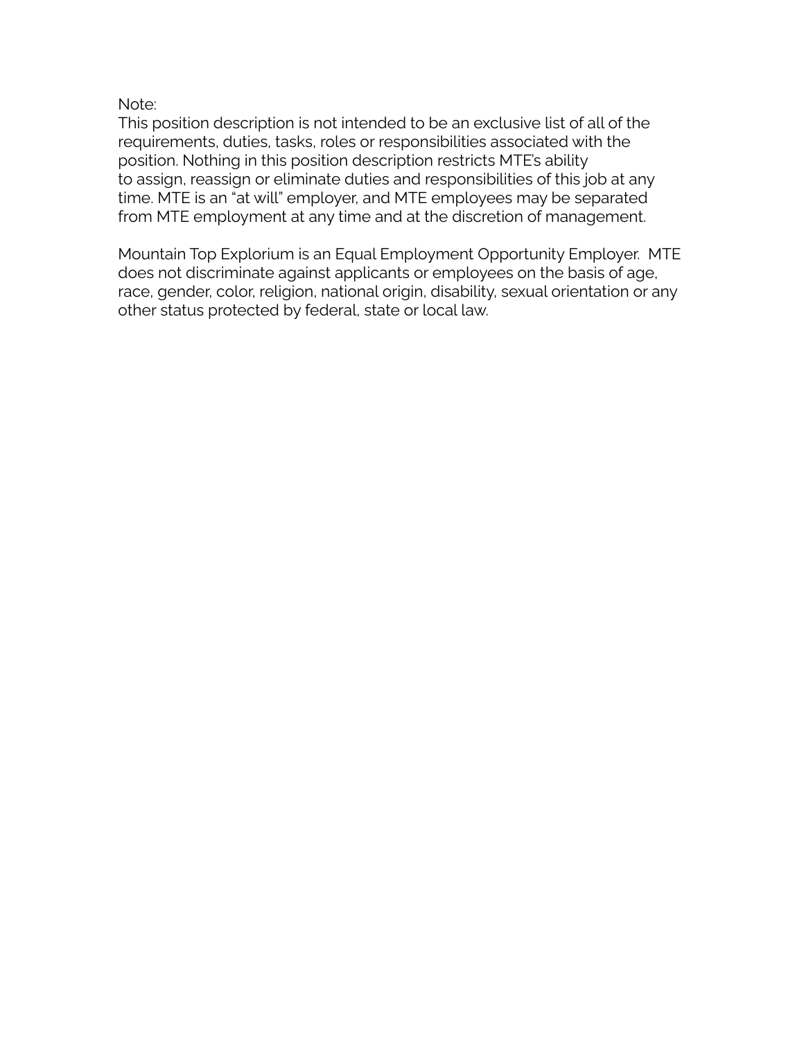Note:
This position description is not intended to be an exclusive list of all of the requirements, duties, tasks, roles or responsibilities associated with the position. Nothing in this position description restricts MTE's ability to assign, reassign or eliminate duties and responsibilities of this job at any time. MTE is an "at will" employer, and MTE employees may be separated from MTE employment at any time and at the discretion of management.

Mountain Top Explorium is an Equal Employment Opportunity Employer. MTE does not discriminate against applicants or employees on the basis of age, race, gender, color, religion, national origin, disability, sexual orientation or any other status protected by federal, state or local law.